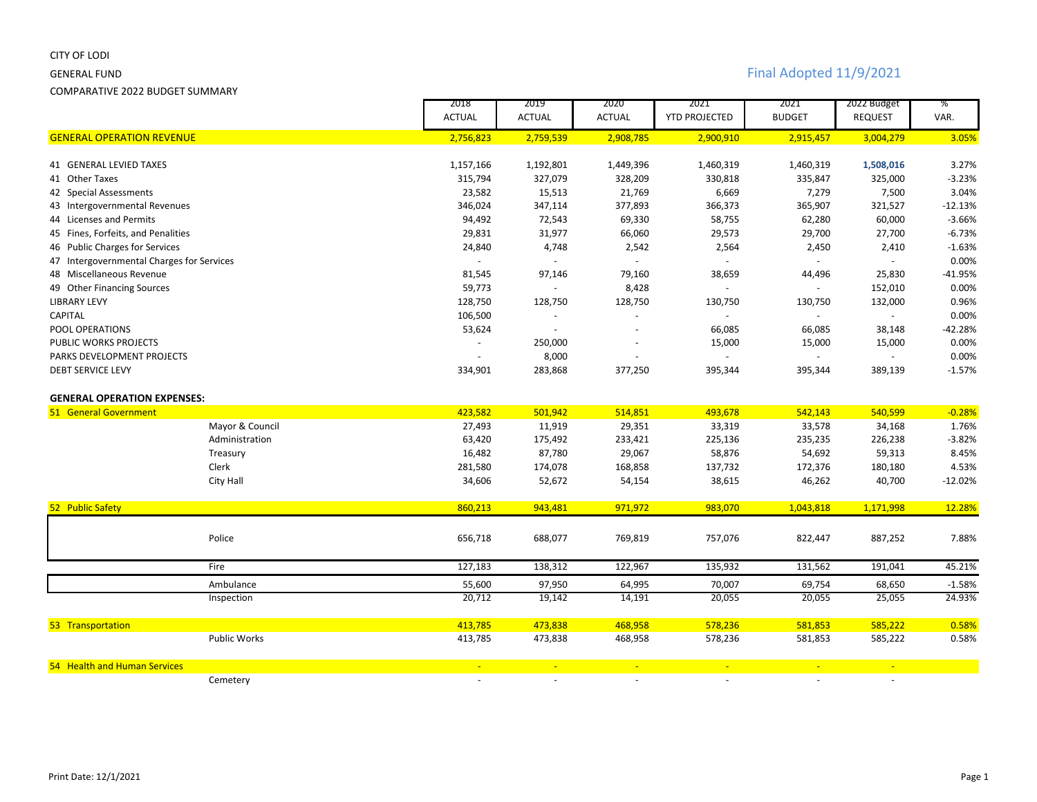CITY OF LODI

GENERAL FUND

COMPARATIVE 2022 BUDGET SUMMARY

Final Adopted 11/9/2021

| | | 2018 ACTUAL | 2019 ACTUAL | 2020 ACTUAL | 2021 YTD PROJECTED | 2021 BUDGET | 2022 Budget REQUEST | % VAR. |
|---|---|---|---|---|---|---|---|---|
| **GENERAL OPERATION REVENUE** | | 2,756,823 | 2,759,539 | 2,908,785 | 2,900,910 | 2,915,457 | 3,004,279 | 3.05% |
| 41 GENERAL LEVIED TAXES | | 1,157,166 | 1,192,801 | 1,449,396 | 1,460,319 | 1,460,319 | **1,508,016** | 3.27% |
| 41 Other Taxes | | 315,794 | 327,079 | 328,209 | 330,818 | 335,847 | 325,000 | -3.23% |
| 42 Special Assessments | | 23,582 | 15,513 | 21,769 | 6,669 | 7,279 | 7,500 | 3.04% |
| 43 Intergovernmental Revenues | | 346,024 | 347,114 | 377,893 | 366,373 | 365,907 | 321,527 | -12.13% |
| 44 Licenses and Permits | | 94,492 | 72,543 | 69,330 | 58,755 | 62,280 | 60,000 | -3.66% |
| 45 Fines, Forfeits, and Penalities | | 29,831 | 31,977 | 66,060 | 29,573 | 29,700 | 27,700 | -6.73% |
| 46 Public Charges for Services | | 24,840 | 4,748 | 2,542 | 2,564 | 2,450 | 2,410 | -1.63% |
| 47 Intergovernmental Charges for Services | | - | - | - | - | - | - | 0.00% |
| 48 Miscellaneous Revenue | | 81,545 | 97,146 | 79,160 | 38,659 | 44,496 | 25,830 | -41.95% |
| 49 Other Financing Sources | | 59,773 | - | 8,428 | - | - | 152,010 | 0.00% |
| LIBRARY LEVY | | 128,750 | 128,750 | 128,750 | 130,750 | 130,750 | 132,000 | 0.96% |
| CAPITAL | | 106,500 | - | - | - | - | - | 0.00% |
| POOL OPERATIONS | | 53,624 | - | - | 66,085 | 66,085 | 38,148 | -42.28% |
| PUBLIC WORKS PROJECTS | | - | 250,000 | - | 15,000 | 15,000 | 15,000 | 0.00% |
| PARKS DEVELOPMENT PROJECTS | | - | 8,000 | - | - | - | - | 0.00% |
| DEBT SERVICE LEVY | | 334,901 | 283,868 | 377,250 | 395,344 | 395,344 | 389,139 | -1.57% |
| **GENERAL OPERATION EXPENSES:** | | | | | | | | |
| 51 General Government | | 423,582 | 501,942 | 514,851 | 493,678 | 542,143 | 540,599 | -0.28% |
| | Mayor & Council | 27,493 | 11,919 | 29,351 | 33,319 | 33,578 | 34,168 | 1.76% |
| | Administration | 63,420 | 175,492 | 233,421 | 225,136 | 235,235 | 226,238 | -3.82% |
| | Treasury | 16,482 | 87,780 | 29,067 | 58,876 | 54,692 | 59,313 | 8.45% |
| | Clerk | 281,580 | 174,078 | 168,858 | 137,732 | 172,376 | 180,180 | 4.53% |
| | City Hall | 34,606 | 52,672 | 54,154 | 38,615 | 46,262 | 40,700 | -12.02% |
| 52 Public Safety | | 860,213 | 943,481 | 971,972 | 983,070 | 1,043,818 | 1,171,998 | 12.28% |
| | Police | 656,718 | 688,077 | 769,819 | 757,076 | 822,447 | 887,252 | 7.88% |
| | Fire | 127,183 | 138,312 | 122,967 | 135,932 | 131,562 | 191,041 | 45.21% |
| | Ambulance | 55,600 | 97,950 | 64,995 | 70,007 | 69,754 | 68,650 | -1.58% |
| | Inspection | 20,712 | 19,142 | 14,191 | 20,055 | 20,055 | 25,055 | 24.93% |
| 53 Transportation | | 413,785 | 473,838 | 468,958 | 578,236 | 581,853 | 585,222 | 0.58% |
| | Public Works | 413,785 | 473,838 | 468,958 | 578,236 | 581,853 | 585,222 | 0.58% |
| 54 Health and Human Services | | - | - | - | - | - | - | |
| | Cemetery | - | - | - | - | - | - | |

Print Date: 12/1/2021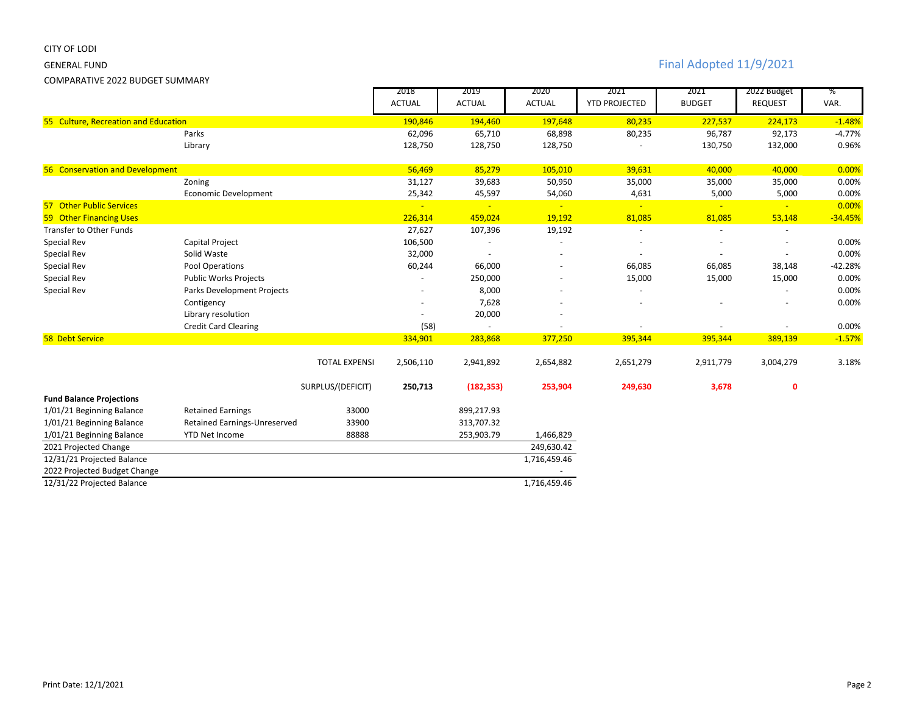CITY OF LODI

GENERAL FUND

COMPARATIVE 2022 BUDGET SUMMARY

Final Adopted 11/9/2021

| | | | 2018 ACTUAL | 2019 ACTUAL | 2020 ACTUAL | 2021 YTD PROJECTED | 2021 BUDGET | 2022 Budget REQUEST | % VAR. |
|---|---|---|---|---|---|---|---|---|---|
| 55 Culture, Recreation and Education | | | 190,846 | 194,460 | 197,648 | 80,235 | 227,537 | 224,173 | -1.48% |
| | Parks | | 62,096 | 65,710 | 68,898 | 80,235 | 96,787 | 92,173 | -4.77% |
| | Library | | 128,750 | 128,750 | 128,750 | - | 130,750 | 132,000 | 0.96% |
| 56 Conservation and Development | | | 56,469 | 85,279 | 105,010 | 39,631 | 40,000 | 40,000 | 0.00% |
| | Zoning | | 31,127 | 39,683 | 50,950 | 35,000 | 35,000 | 35,000 | 0.00% |
| | Economic Development | | 25,342 | 45,597 | 54,060 | 4,631 | 5,000 | 5,000 | 0.00% |
| 57 Other Public Services | | | - | - | - | - | - | - | 0.00% |
| 59 Other Financing Uses | | | 226,314 | 459,024 | 19,192 | 81,085 | 81,085 | 53,148 | -34.45% |
| Transfer to Other Funds | | | 27,627 | 107,396 | 19,192 | - | - | - | |
| Special Rev | Capital Project | | 106,500 | - | - | - | - | - | 0.00% |
| Special Rev | Solid Waste | | 32,000 | - | - | - | - | - | 0.00% |
| Special Rev | Pool Operations | | 60,244 | 66,000 | - | 66,085 | 66,085 | 38,148 | -42.28% |
| Special Rev | Public Works Projects | | - | 250,000 | - | 15,000 | 15,000 | 15,000 | 0.00% |
| Special Rev | Parks Development Projects | | - | 8,000 | - | - | | - | 0.00% |
| | Contigency | | - | 7,628 | - | - | - | - | 0.00% |
| | Library resolution | | - | 20,000 | - | | | | |
| | Credit Card Clearing | | (58) | - | - | - | - | - | 0.00% |
| 58 Debt Service | | | 334,901 | 283,868 | 377,250 | 395,344 | 395,344 | 389,139 | -1.57% |
| | | TOTAL EXPENSI | 2,506,110 | 2,941,892 | 2,654,882 | 2,651,279 | 2,911,779 | 3,004,279 | 3.18% |
| | | SURPLUS/(DEFICIT) | **250,713** | **(182,353)** | **253,904** | **249,630** | **3,678** | **0** | |
| **Fund Balance Projections** | | | | | | | | | |
| 1/01/21 Beginning Balance | Retained Earnings | 33000 | | 899,217.93 | | | | | |
| 1/01/21 Beginning Balance | Retained Earnings-Unreserved | 33900 | | 313,707.32 | | | | | |
| 1/01/21 Beginning Balance | YTD Net Income | 88888 | | 253,903.79 | 1,466,829 | | | | |
| 2021 Projected Change | | | | | 249,630.42 | | | | |
| 12/31/21 Projected Balance | | | | | 1,716,459.46 | | | | |
| 2022 Projected Budget Change | | | | | - | | | | |
| 12/31/22 Projected Balance | | | | | 1,716,459.46 | | | | |

Print Date: 12/1/2021